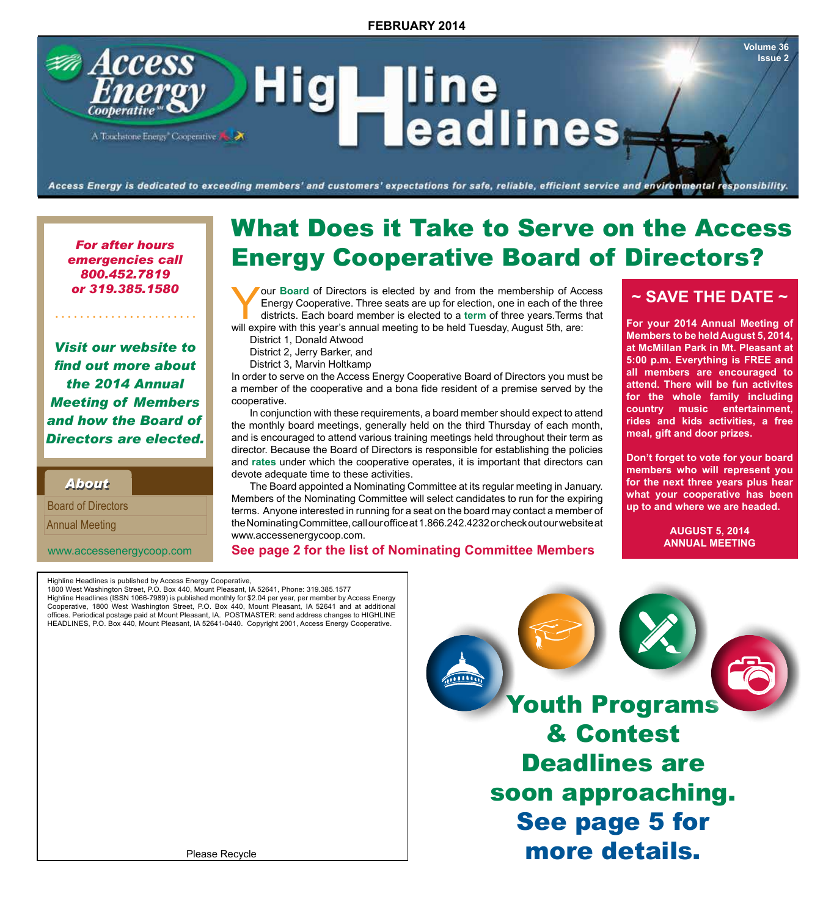FEBRUARY 2014

# Access Energy Cooperative — HighLine Headlines

A Touchstone Energy® Cooperative

*Access Energy is dedicated to exceeding members' and customers' expectations for safe, reliable, efficient service and environmental responsibility.*

***For after hours emergencies call 800.452.7819 or 319.385.1580***

***Visit our website to find out more about the 2014 Annual Meeting of Members and how the Board of Directors are elected.***

**About**

- Board of Directors
- Annual Meeting

www.accessenergycoop.com

## What Does it Take to Serve on the Access Energy Cooperative Board of Directors?

Your **Board** of Directors is elected by and from the membership of Access Energy Cooperative. Three seats are up for election, one in each of the three districts. Each board member is elected to a **term** of three years. Terms that will expire with this year's annual meeting to be held Tuesday, August 5th, are:

District 1, Donald Atwood
District 2, Jerry Barker, and
District 3, Marvin Holtkamp

In order to serve on the Access Energy Cooperative Board of Directors you must be a member of the cooperative and a bona fide resident of a premise served by the cooperative.

In conjunction with these requirements, a board member should expect to attend the monthly board meetings, generally held on the third Thursday of each month, and is encouraged to attend various training meetings held throughout their term as director. Because the Board of Directors is responsible for establishing the policies and **rates** under which the cooperative operates, it is important that directors can devote adequate time to these activities.

The Board appointed a Nominating Committee at its regular meeting in January. Members of the Nominating Committee will select candidates to run for the expiring terms. Anyone interested in running for a seat on the board may contact a member of the Nominating Committee, call our office at 1.866.242.4232 or check out our website at www.accessenergycoop.com.

**See page 2 for the list of Nominating Committee Members**

### ~ SAVE THE DATE ~

**For your 2014 Annual Meeting of Members to be held August 5, 2014, at McMillan Park in Mt. Pleasant at 5:00 p.m. Everything is FREE and all members are encouraged to attend. There will be fun activites for the whole family including country music entertainment, rides and kids activities, a free meal, gift and door prizes.**

**Don't forget to vote for your board members who will represent you for the next three years plus hear what your cooperative has been up to and where we are headed.**

**AUGUST 5, 2014
ANNUAL MEETING**

Highline Headlines is published by Access Energy Cooperative, 1800 West Washington Street, P.O. Box 440, Mount Pleasant, IA 52641, Phone: 319.385.1577
Highline Headlines (ISSN 1066-7989) is published monthly for $2.04 per year, per member by Access Energy Cooperative, 1800 West Washington Street, P.O. Box 440, Mount Pleasant, IA 52641 and at additional offices. Periodical postage paid at Mount Pleasant, IA. POSTMASTER: send address changes to HIGHLINE HEADLINES, P.O. Box 440, Mount Pleasant, IA 52641-0440. Copyright 2001, Access Energy Cooperative.

Please Recycle

## Youth Programs & Contest Deadlines are soon approaching. See page 5 for more details.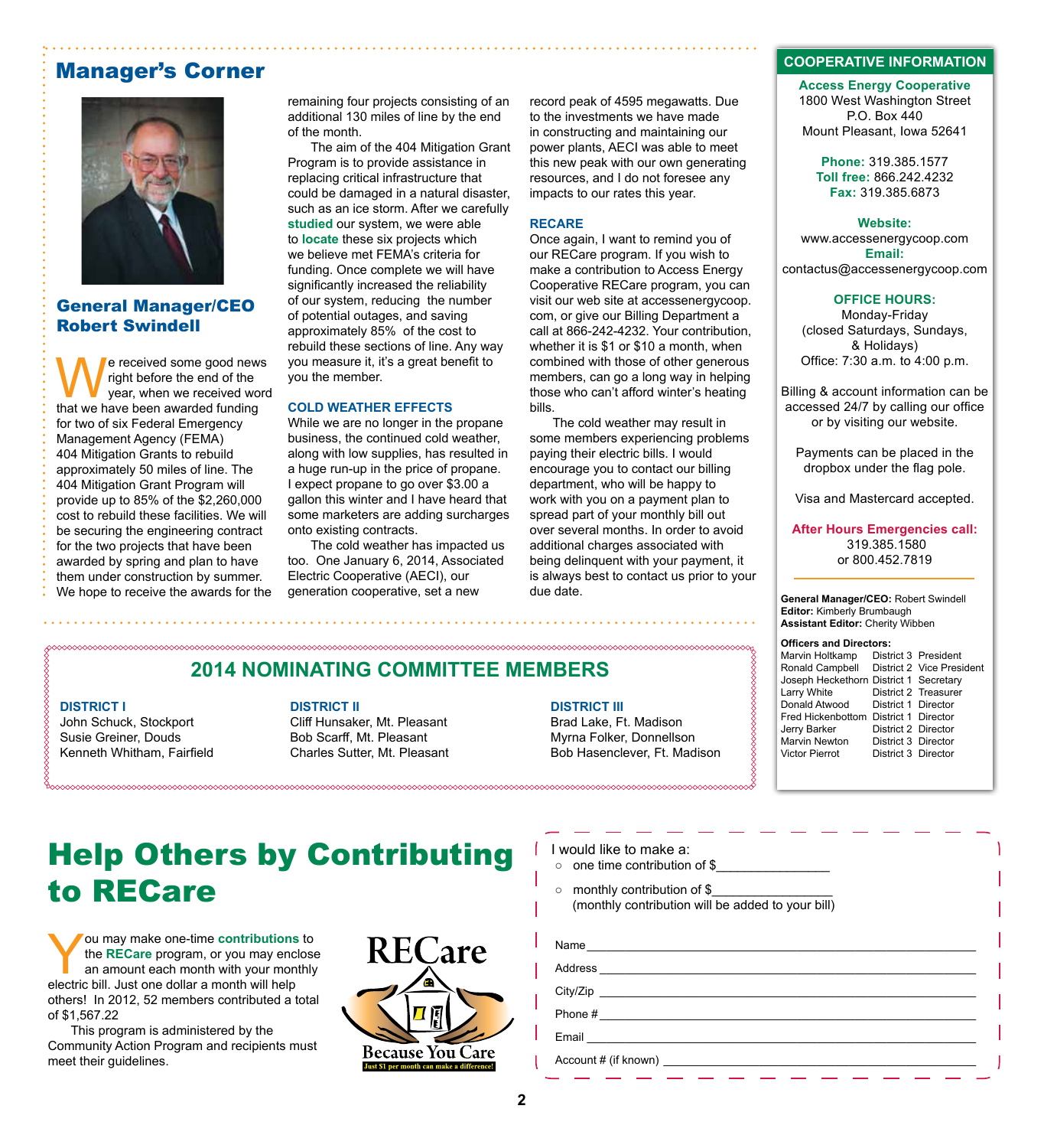## Manager's Corner

### General Manager/CEO Robert Swindell

We received some good news right before the end of the year, when we received word that we have been awarded funding for two of six Federal Emergency Management Agency (FEMA) 404 Mitigation Grants to rebuild approximately 50 miles of line. The 404 Mitigation Grant Program will provide up to 85% of the $2,260,000 cost to rebuild these facilities. We will be securing the engineering contract for the two projects that have been awarded by spring and plan to have them under construction by summer. We hope to receive the awards for the remaining four projects consisting of an additional 130 miles of line by the end of the month.

The aim of the 404 Mitigation Grant Program is to provide assistance in replacing critical infrastructure that could be damaged in a natural disaster, such as an ice storm. After we carefully **studied** our system, we were able to **locate** these six projects which we believe met FEMA's criteria for funding. Once complete we will have significantly increased the reliability of our system, reducing the number of potential outages, and saving approximately 85% of the cost to rebuild these sections of line. Any way you measure it, it's a great benefit to you the member.

#### COLD WEATHER EFFECTS

While we are no longer in the propane business, the continued cold weather, along with low supplies, has resulted in a huge run-up in the price of propane. I expect propane to go over $3.00 a gallon this winter and I have heard that some marketers are adding surcharges onto existing contracts.

The cold weather has impacted us too. One January 6, 2014, Associated Electric Cooperative (AECI), our generation cooperative, set a new record peak of 4595 megawatts. Due to the investments we have made in constructing and maintaining our power plants, AECI was able to meet this new peak with our own generating resources, and I do not foresee any impacts to our rates this year.

#### RECARE

Once again, I want to remind you of our RECare program. If you wish to make a contribution to Access Energy Cooperative RECare program, you can visit our web site at accessenergycoop.com, or give our Billing Department a call at 866-242-4232. Your contribution, whether it is $1 or $10 a month, when combined with those of other generous members, can go a long way in helping those who can't afford winter's heating bills.

The cold weather may result in some members experiencing problems paying their electric bills. I would encourage you to contact our billing department, who will be happy to work with you on a payment plan to spread part of your monthly bill out over several months. In order to avoid additional charges associated with being delinquent with your payment, it is always best to contact us prior to your due date.

## COOPERATIVE INFORMATION

**Access Energy Cooperative**
1800 West Washington Street
P.O. Box 440
Mount Pleasant, Iowa 52641

**Phone:** 319.385.1577
**Toll free:** 866.242.4232
**Fax:** 319.385.6873

**Website:**
www.accessenergycoop.com
**Email:**
contactus@accessenergycoop.com

**OFFICE HOURS:**
Monday-Friday
(closed Saturdays, Sundays, & Holidays)
Office: 7:30 a.m. to 4:00 p.m.

Billing & account information can be accessed 24/7 by calling our office or by visiting our website.

Payments can be placed in the dropbox under the flag pole.

Visa and Mastercard accepted.

**After Hours Emergencies call:**
319.385.1580
or 800.452.7819

**General Manager/CEO:** Robert Swindell
**Editor:** Kimberly Brumbaugh
**Assistant Editor:** Cherity Wibben

**Officers and Directors:**

| Name | District | Position |
|---|---|---|
| Marvin Holtkamp | District 3 | President |
| Ronald Campbell | District 2 | Vice President |
| Joseph Heckethorn | District 1 | Secretary |
| Larry White | District 2 | Treasurer |
| Donald Atwood | District 1 | Director |
| Fred Hickenbottom | District 1 | Director |
| Jerry Barker | District 2 | Director |
| Marvin Newton | District 3 | Director |
| Victor Pierrot | District 3 | Director |

## 2014 NOMINATING COMMITTEE MEMBERS

**DISTRICT I**
John Schuck, Stockport
Susie Greiner, Douds
Kenneth Whitham, Fairfield

**DISTRICT II**
Cliff Hunsaker, Mt. Pleasant
Bob Scarff, Mt. Pleasant
Charles Sutter, Mt. Pleasant

**DISTRICT III**
Brad Lake, Ft. Madison
Myrna Folker, Donnellson
Bob Hasenclever, Ft. Madison

# Help Others by Contributing to RECare

You may make one-time **contributions** to the **RECare** program, or you may enclose an amount each month with your monthly electric bill. Just one dollar a month will help others! In 2012, 52 members contributed a total of $1,567.22

This program is administered by the Community Action Program and recipients must meet their guidelines.

RECare
Because You Care
Just $1 per month can make a difference!

I would like to make a:

- one time contribution of $_______________
- monthly contribution of $_________________
  (monthly contribution will be added to your bill)

Name ____________________________________________

Address __________________________________________

City/Zip _________________________________________

Phone # _________________________________________

Email ___________________________________________

Account # (if known) ______________________________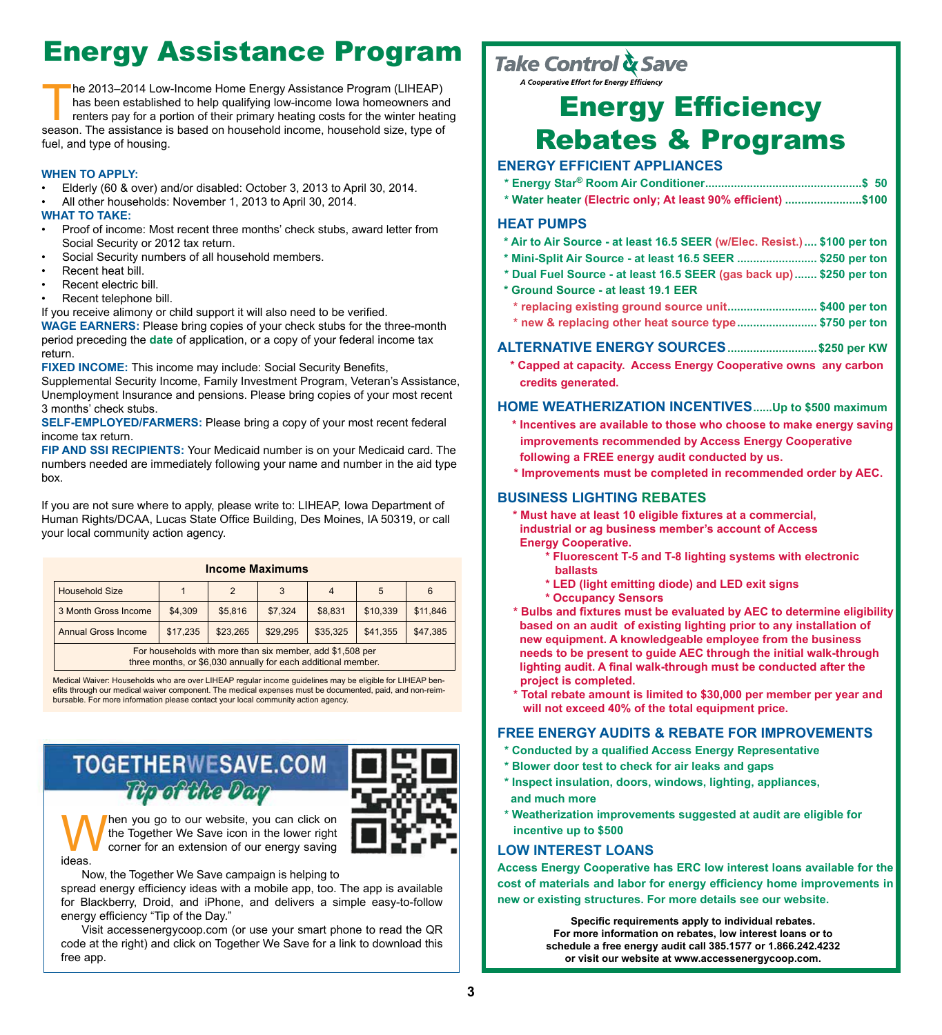# Energy Assistance Program

The 2013–2014 Low-Income Home Energy Assistance Program (LIHEAP) has been established to help qualifying low-income Iowa homeowners and renters pay for a portion of their primary heating costs for the winter heating season. The assistance is based on household income, household size, type of fuel, and type of housing.

**WHEN TO APPLY:**

- Elderly (60 & over) and/or disabled: October 3, 2013 to April 30, 2014.
- All other households: November 1, 2013 to April 30, 2014.

**WHAT TO TAKE:**

- Proof of income: Most recent three months' check stubs, award letter from Social Security or 2012 tax return.
- Social Security numbers of all household members.
- Recent heat bill.
- Recent electric bill.
- Recent telephone bill.

If you receive alimony or child support it will also need to be verified.

**WAGE EARNERS:** Please bring copies of your check stubs for the three-month period preceding the **date** of application, or a copy of your federal income tax return.

**FIXED INCOME:** This income may include: Social Security Benefits, Supplemental Security Income, Family Investment Program, Veteran's Assistance, Unemployment Insurance and pensions. Please bring copies of your most recent 3 months' check stubs.

**SELF-EMPLOYED/FARMERS:** Please bring a copy of your most recent federal income tax return.

**FIP AND SSI RECIPIENTS:** Your Medicaid number is on your Medicaid card. The numbers needed are immediately following your name and number in the aid type box.

If you are not sure where to apply, please write to: LIHEAP, Iowa Department of Human Rights/DCAA, Lucas State Office Building, Des Moines, IA 50319, or call your local community action agency.

**Income Maximums**

| Household Size | 1 | 2 | 3 | 4 | 5 | 6 |
|---|---|---|---|---|---|---|
| 3 Month Gross Income | $4,309 | $5,816 | $7,324 | $8,831 | $10,339 | $11,846 |
| Annual Gross Income | $17,235 | $23,265 | $29,295 | $35,325 | $41,355 | $47,385 |

For households with more than six member, add $1,508 per three months, or $6,030 annually for each additional member.

Medical Waiver: Households who are over LIHEAP regular income guidelines may be eligible for LIHEAP benefits through our medical waiver component. The medical expenses must be documented, paid, and non-reimbursable. For more information please contact your local community action agency.

## TOGETHERWESAVE.COM *Tip of the Day*

When you go to our website, you can click on the Together We Save icon in the lower right corner for an extension of our energy saving ideas.

Now, the Together We Save campaign is helping to spread energy efficiency ideas with a mobile app, too. The app is available for Blackberry, Droid, and iPhone, and delivers a simple easy-to-follow energy efficiency "Tip of the Day."

Visit accessenergycoop.com (or use your smart phone to read the QR code at the right) and click on Together We Save for a link to download this free app.

---

**Take Control & Save**
*A Cooperative Effort for Energy Efficiency*

# Energy Efficiency Rebates & Programs

## ENERGY EFFICIENT APPLIANCES

- Energy Star® Room Air Conditioner.......$ 50
- Water heater (Electric only; At least 90% efficient).......$100

## HEAT PUMPS

- Air to Air Source - at least 16.5 SEER (w/Elec. Resist.).... $100 per ton
- Mini-Split Air Source - at least 16.5 SEER....... $250 per ton
- Dual Fuel Source - at least 16.5 SEER (gas back up)....... $250 per ton
- Ground Source - at least 19.1 EER
  - replacing existing ground source unit....... $400 per ton
  - new & replacing other heat source type....... $750 per ton

## ALTERNATIVE ENERGY SOURCES.......$250 per KW

- Capped at capacity. Access Energy Cooperative owns any carbon credits generated.

## HOME WEATHERIZATION INCENTIVES......Up to $500 maximum

- Incentives are available to those who choose to make energy saving improvements recommended by Access Energy Cooperative following a FREE energy audit conducted by us.
- Improvements must be completed in recommended order by AEC.

## BUSINESS LIGHTING REBATES

- Must have at least 10 eligible fixtures at a commercial, industrial or ag business member's account of Access Energy Cooperative.
  - Fluorescent T-5 and T-8 lighting systems with electronic ballasts
  - LED (light emitting diode) and LED exit signs
  - Occupancy Sensors
- Bulbs and fixtures must be evaluated by AEC to determine eligibility based on an audit of existing lighting prior to any installation of new equipment. A knowledgeable employee from the business needs to be present to guide AEC through the initial walk-through lighting audit. A final walk-through must be conducted after the project is completed.
- Total rebate amount is limited to $30,000 per member per year and will not exceed 40% of the total equipment price.

## FREE ENERGY AUDITS & REBATE FOR IMPROVEMENTS

- Conducted by a qualified Access Energy Representative
- Blower door test to check for air leaks and gaps
- Inspect insulation, doors, windows, lighting, appliances, and much more
- Weatherization improvements suggested at audit are eligible for incentive up to $500

## LOW INTEREST LOANS

Access Energy Cooperative has ERC low interest loans available for the cost of materials and labor for energy efficiency home improvements in new or existing structures. For more details see our website.

**Specific requirements apply to individual rebates. For more information on rebates, low interest loans or to schedule a free energy audit call 385.1577 or 1.866.242.4232 or visit our website at www.accessenergycoop.com.**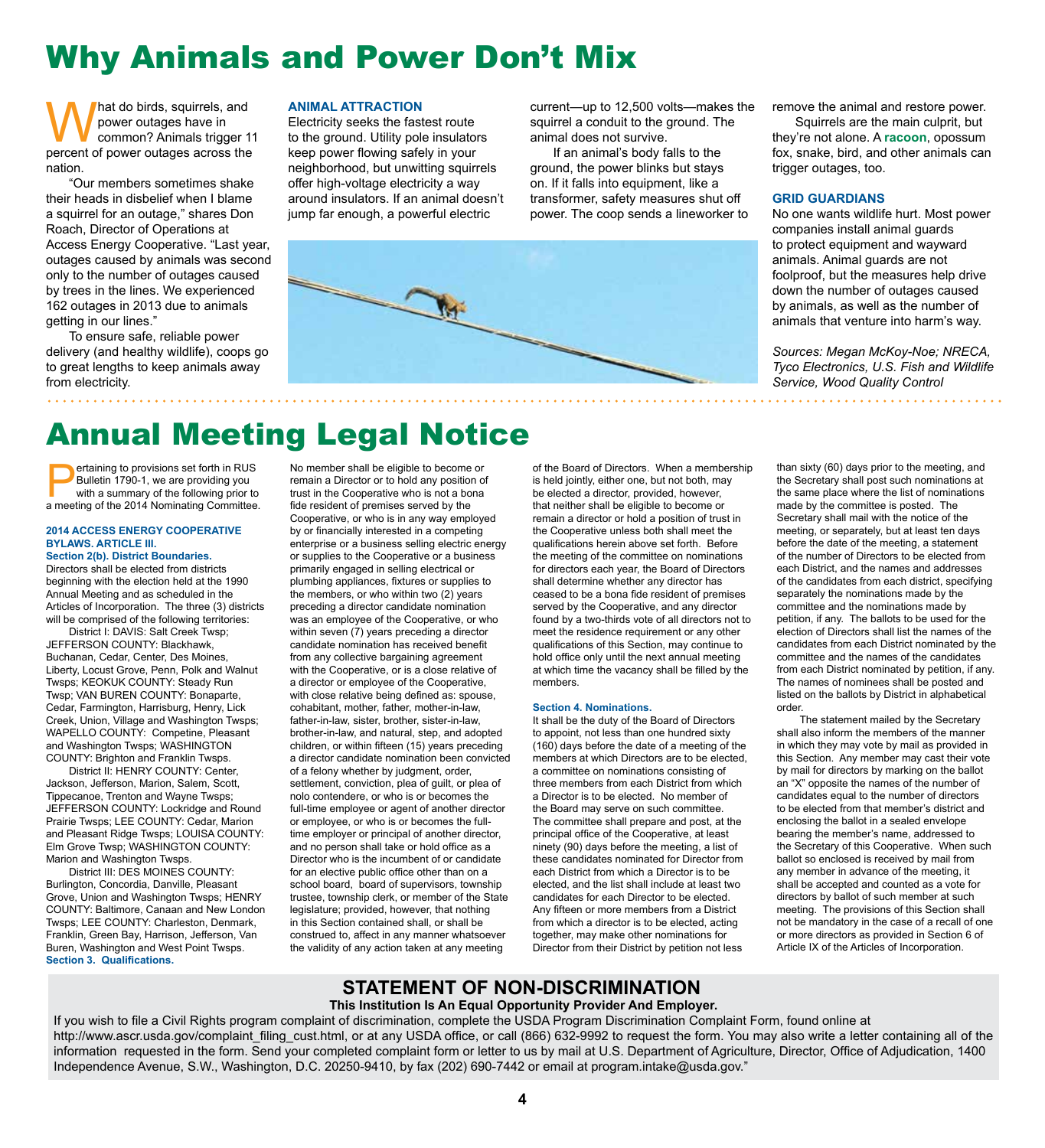# Why Animals and Power Don't Mix

What do birds, squirrels, and power outages have in common? Animals trigger 11 percent of power outages across the nation.

"Our members sometimes shake their heads in disbelief when I blame a squirrel for an outage," shares Don Roach, Director of Operations at Access Energy Cooperative. "Last year, outages caused by animals was second only to the number of outages caused by trees in the lines. We experienced 162 outages in 2013 due to animals getting in our lines."

To ensure safe, reliable power delivery (and healthy wildlife), coops go to great lengths to keep animals away from electricity.

### ANIMAL ATTRACTION

Electricity seeks the fastest route to the ground. Utility pole insulators keep power flowing safely in your neighborhood, but unwitting squirrels offer high-voltage electricity a way around insulators. If an animal doesn't jump far enough, a powerful electric current—up to 12,500 volts—makes the squirrel a conduit to the ground. The animal does not survive.

If an animal's body falls to the ground, the power blinks but stays on. If it falls into equipment, like a transformer, safety measures shut off power. The coop sends a lineworker to remove the animal and restore power.

Squirrels are the main culprit, but they're not alone. A **racoon**, opossum fox, snake, bird, and other animals can trigger outages, too.

### GRID GUARDIANS

No one wants wildlife hurt. Most power companies install animal guards to protect equipment and wayward animals. Animal guards are not foolproof, but the measures help drive down the number of outages caused by animals, as well as the number of animals that venture into harm's way.

*Sources: Megan McKoy-Noe; NRECA, Tyco Electronics, U.S. Fish and Wildlife Service, Wood Quality Control*

# Annual Meeting Legal Notice

Pertaining to provisions set forth in RUS Bulletin 1790-1, we are providing you with a summary of the following prior to a meeting of the 2014 Nominating Committee.

### 2014 ACCESS ENERGY COOPERATIVE BYLAWS. ARTICLE III.

**Section 2(b). District Boundaries.**

Directors shall be elected from districts beginning with the election held at the 1990 Annual Meeting and as scheduled in the Articles of Incorporation. The three (3) districts will be comprised of the following territories:

District I: DAVIS: Salt Creek Twsp; JEFFERSON COUNTY: Blackhawk, Buchanan, Cedar, Center, Des Moines, Liberty, Locust Grove, Penn, Polk and Walnut Twsps; KEOKUK COUNTY: Steady Run Twsp; VAN BUREN COUNTY: Bonaparte, Cedar, Farmington, Harrisburg, Henry, Lick Creek, Union, Village and Washington Twsps; WAPELLO COUNTY: Competine, Pleasant and Washington Twsps; WASHINGTON COUNTY: Brighton and Franklin Twsps.

District II: HENRY COUNTY: Center, Jackson, Jefferson, Marion, Salem, Scott, Tippecanoe, Trenton and Wayne Twsps; JEFFERSON COUNTY: Lockridge and Round Prairie Twsps; LEE COUNTY: Cedar, Marion and Pleasant Ridge Twsps; LOUISA COUNTY: Elm Grove Twsp; WASHINGTON COUNTY: Marion and Washington Twsps.

District III: DES MOINES COUNTY: Burlington, Concordia, Danville, Pleasant Grove, Union and Washington Twsps; HENRY COUNTY: Baltimore, Canaan and New London Twsps; LEE COUNTY: Charleston, Denmark, Franklin, Green Bay, Harrison, Jefferson, Van Buren, Washington and West Point Twsps.

**Section 3. Qualifications.**

No member shall be eligible to become or remain a Director or to hold any position of trust in the Cooperative who is not a bona fide resident of premises served by the Cooperative, or who is in any way employed by or financially interested in a competing enterprise or a business selling electric energy or supplies to the Cooperative or a business primarily engaged in selling electrical or plumbing appliances, fixtures or supplies to the members, or who within two (2) years preceding a director candidate nomination was an employee of the Cooperative, or who within seven (7) years preceding a director candidate nomination has received benefit from any collective bargaining agreement with the Cooperative, or is a close relative of a director or employee of the Cooperative, with close relative being defined as: spouse, cohabitant, mother, father, mother-in-law, father-in-law, sister, brother, sister-in-law, brother-in-law, and natural, step, and adopted children, or within fifteen (15) years preceding a director candidate nomination been convicted of a felony whether by judgment, order, settlement, conviction, plea of guilt, or plea of nolo contendere, or who is or becomes the full-time employee or agent of another director or employee, or who is or becomes the full-time employer or principal of another director, and no person shall take or hold office as a Director who is the incumbent of or candidate for an elective public office other than on a school board, board of supervisors, township trustee, township clerk, or member of the State legislature; provided, however, that nothing in this Section contained shall, or shall be construed to, affect in any manner whatsoever the validity of any action taken at any meeting of the Board of Directors. When a membership is held jointly, either one, but not both, may be elected a director, provided, however, that neither shall be eligible to become or remain a director or hold a position of trust in the Cooperative unless both shall meet the qualifications herein above set forth. Before the meeting of the committee on nominations for directors each year, the Board of Directors shall determine whether any director has ceased to be a bona fide resident of premises served by the Cooperative, and any director found by a two-thirds vote of all directors not to meet the residence requirement or any other qualifications of this Section, may continue to hold office only until the next annual meeting at which time the vacancy shall be filled by the members.

**Section 4. Nominations.**

It shall be the duty of the Board of Directors to appoint, not less than one hundred sixty (160) days before the date of a meeting of the members at which Directors are to be elected, a committee on nominations consisting of three members from each District from which a Director is to be elected. No member of the Board may serve on such committee. The committee shall prepare and post, at the principal office of the Cooperative, at least ninety (90) days before the meeting, a list of these candidates nominated for Director from each District from which a Director is to be elected, and the list shall include at least two candidates for each Director to be elected. Any fifteen or more members from a District from which a director is to be elected, acting together, may make other nominations for Director from their District by petition not less than sixty (60) days prior to the meeting, and the Secretary shall post such nominations at the same place where the list of nominations made by the committee is posted. The Secretary shall mail with the notice of the meeting, or separately, but at least ten days before the date of the meeting, a statement of the number of Directors to be elected from each District, and the names and addresses of the candidates from each district, specifying separately the nominations made by the committee and the nominations made by petition, if any. The ballots to be used for the election of Directors shall list the names of the candidates from each District nominated by the committee and the names of the candidates from each District nominated by petition, if any. The names of nominees shall be posted and listed on the ballots by District in alphabetical order.

The statement mailed by the Secretary shall also inform the members of the manner in which they may vote by mail as provided in this Section. Any member may cast their vote by mail for directors by marking on the ballot an "X" opposite the names of the number of candidates equal to the number of directors to be elected from that member's district and enclosing the ballot in a sealed envelope bearing the member's name, addressed to the Secretary of this Cooperative. When such ballot so enclosed is received by mail from any member in advance of the meeting, it shall be accepted and counted as a vote for directors by ballot of such member at such meeting. The provisions of this Section shall not be mandatory in the case of a recall of one or more directors as provided in Section 6 of Article IX of the Articles of Incorporation.

## STATEMENT OF NON-DISCRIMINATION

**This Institution Is An Equal Opportunity Provider And Employer.**

If you wish to file a Civil Rights program complaint of discrimination, complete the USDA Program Discrimination Complaint Form, found online at http://www.ascr.usda.gov/complaint_filing_cust.html, or at any USDA office, or call (866) 632-9992 to request the form. You may also write a letter containing all of the information requested in the form. Send your completed complaint form or letter to us by mail at U.S. Department of Agriculture, Director, Office of Adjudication, 1400 Independence Avenue, S.W., Washington, D.C. 20250-9410, by fax (202) 690-7442 or email at program.intake@usda.gov."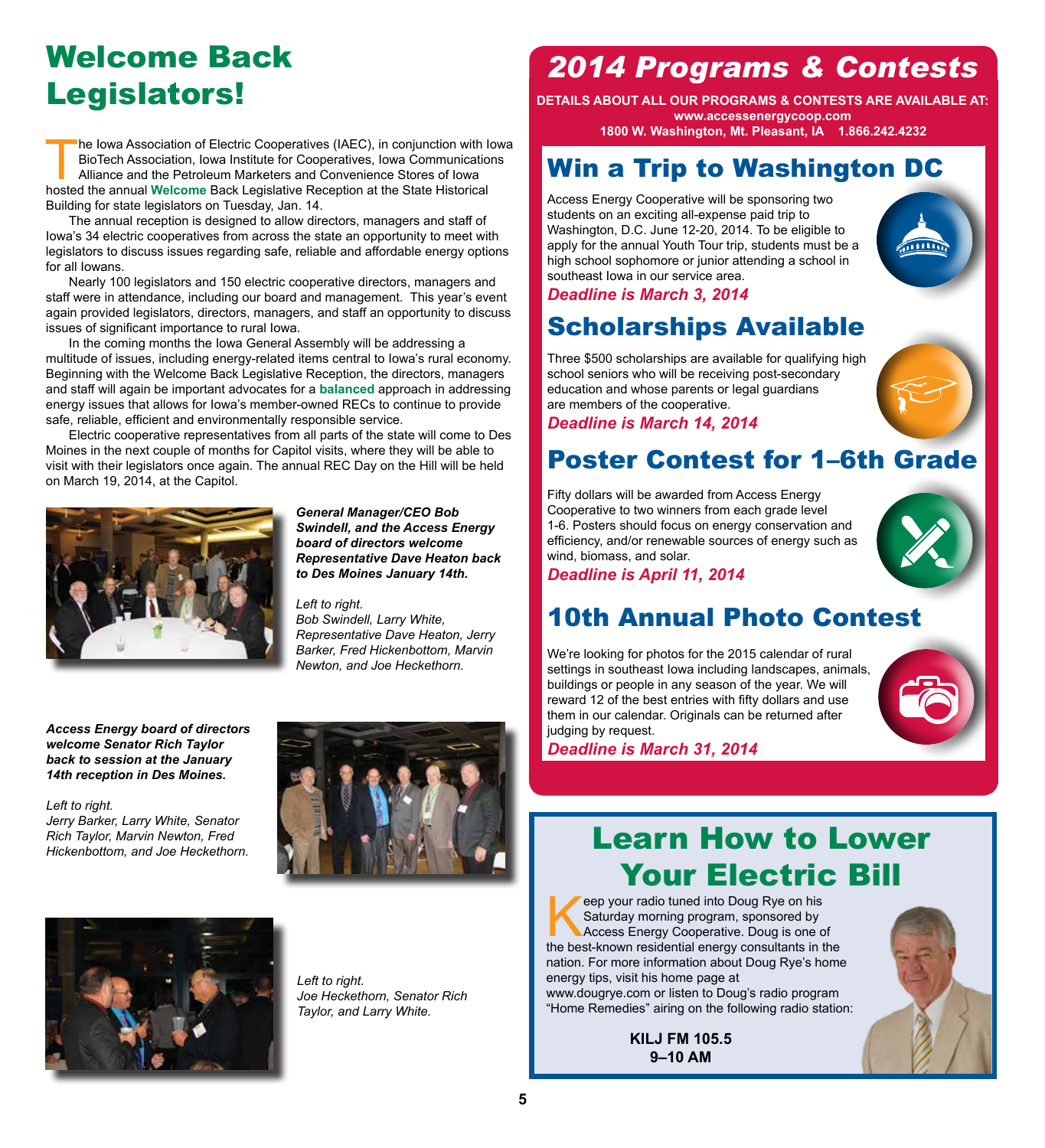# Welcome Back Legislators!

The Iowa Association of Electric Cooperatives (IAEC), in conjunction with Iowa BioTech Association, Iowa Institute for Cooperatives, Iowa Communications Alliance and the Petroleum Marketers and Convenience Stores of Iowa hosted the annual **Welcome** Back Legislative Reception at the State Historical Building for state legislators on Tuesday, Jan. 14.

The annual reception is designed to allow directors, managers and staff of Iowa's 34 electric cooperatives from across the state an opportunity to meet with legislators to discuss issues regarding safe, reliable and affordable energy options for all Iowans.

Nearly 100 legislators and 150 electric cooperative directors, managers and staff were in attendance, including our board and management. This year's event again provided legislators, directors, managers, and staff an opportunity to discuss issues of significant importance to rural Iowa.

In the coming months the Iowa General Assembly will be addressing a multitude of issues, including energy-related items central to Iowa's rural economy. Beginning with the Welcome Back Legislative Reception, the directors, managers and staff will again be important advocates for a **balanced** approach in addressing energy issues that allows for Iowa's member-owned RECs to continue to provide safe, reliable, efficient and environmentally responsible service.

Electric cooperative representatives from all parts of the state will come to Des Moines in the next couple of months for Capitol visits, where they will be able to visit with their legislators once again. The annual REC Day on the Hill will be held on March 19, 2014, at the Capitol.

***General Manager/CEO Bob Swindell, and the Access Energy board of directors welcome Representative Dave Heaton back to Des Moines January 14th.***

*Left to right.*
*Bob Swindell, Larry White, Representative Dave Heaton, Jerry Barker, Fred Hickenbottom, Marvin Newton, and Joe Heckethorn.*

***Access Energy board of directors welcome Senator Rich Taylor back to session at the January 14th reception in Des Moines.***

*Left to right.*
*Jerry Barker, Larry White, Senator Rich Taylor, Marvin Newton, Fred Hickenbottom, and Joe Heckethorn.*

*Left to right.*
*Joe Heckethorn, Senator Rich Taylor, and Larry White.*

# 2014 Programs & Contests

**DETAILS ABOUT ALL OUR PROGRAMS & CONTESTS ARE AVAILABLE AT:**
**www.accessenergycoop.com**
**1800 W. Washington, Mt. Pleasant, IA 1.866.242.4232**

## Win a Trip to Washington DC

Access Energy Cooperative will be sponsoring two students on an exciting all-expense paid trip to Washington, D.C. June 12-20, 2014. To be eligible to apply for the annual Youth Tour trip, students must be a high school sophomore or junior attending a school in southeast Iowa in our service area.

***Deadline is March 3, 2014***

## Scholarships Available

Three $500 scholarships are available for qualifying high school seniors who will be receiving post-secondary education and whose parents or legal guardians are members of the cooperative.

***Deadline is March 14, 2014***

## Poster Contest for 1–6th Grade

Fifty dollars will be awarded from Access Energy Cooperative to two winners from each grade level 1-6. Posters should focus on energy conservation and efficiency, and/or renewable sources of energy such as wind, biomass, and solar.

***Deadline is April 11, 2014***

## 10th Annual Photo Contest

We're looking for photos for the 2015 calendar of rural settings in southeast Iowa including landscapes, animals, buildings or people in any season of the year. We will reward 12 of the best entries with fifty dollars and use them in our calendar. Originals can be returned after judging by request.

***Deadline is March 31, 2014***

# Learn How to Lower Your Electric Bill

Keep your radio tuned into Doug Rye on his Saturday morning program, sponsored by Access Energy Cooperative. Doug is one of the best-known residential energy consultants in the nation. For more information about Doug Rye's home energy tips, visit his home page at www.dougrye.com or listen to Doug's radio program "Home Remedies" airing on the following radio station:

**KILJ FM 105.5**
**9–10 AM**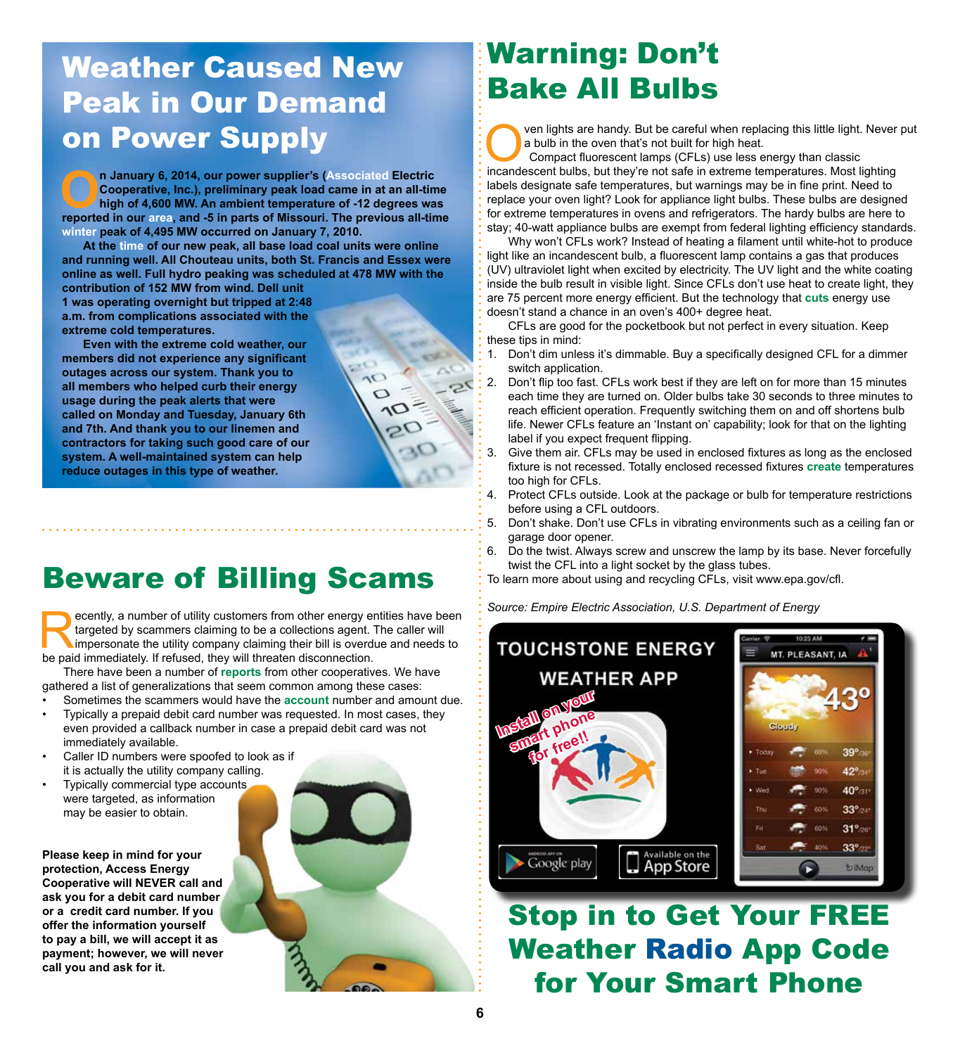# Weather Caused New Peak in Our Demand on Power Supply

**On January 6, 2014, our power supplier's (Associated Electric Cooperative, Inc.), preliminary peak load came in at an all-time high of 4,600 MW. An ambient temperature of -12 degrees was reported in our area, and -5 in parts of Missouri. The previous all-time winter peak of 4,495 MW occurred on January 7, 2010.**

**At the time of our new peak, all base load coal units were online and running well. All Chouteau units, both St. Francis and Essex were online as well. Full hydro peaking was scheduled at 478 MW with the contribution of 152 MW from wind. Dell unit 1 was operating overnight but tripped at 2:48 a.m. from complications associated with the extreme cold temperatures.**

**Even with the extreme cold weather, our members did not experience any significant outages across our system. Thank you to all members who helped curb their energy usage during the peak alerts that were called on Monday and Tuesday, January 6th and 7th. And thank you to our linemen and contractors for taking such good care of our system. A well-maintained system can help reduce outages in this type of weather.**

# Beware of Billing Scams

Recently, a number of utility customers from other energy entities have been targeted by scammers claiming to be a collections agent. The caller will impersonate the utility company claiming their bill is overdue and needs to be paid immediately. If refused, they will threaten disconnection.

There have been a number of reports from other cooperatives. We have gathered a list of generalizations that seem common among these cases:

- Sometimes the scammers would have the account number and amount due.
- Typically a prepaid debit card number was requested. In most cases, they even provided a callback number in case a prepaid debit card was not immediately available.
- Caller ID numbers were spoofed to look as if it is actually the utility company calling.
- Typically commercial type accounts were targeted, as information may be easier to obtain.

**Please keep in mind for your protection, Access Energy Cooperative will NEVER call and ask you for a debit card number or a credit card number. If you offer the information yourself to pay a bill, we will accept it as payment; however, we will never call you and ask for it.**

# Warning: Don't Bake All Bulbs

Oven lights are handy. But be careful when replacing this little light. Never put a bulb in the oven that's not built for high heat.

Compact fluorescent lamps (CFLs) use less energy than classic incandescent bulbs, but they're not safe in extreme temperatures. Most lighting labels designate safe temperatures, but warnings may be in fine print. Need to replace your oven light? Look for appliance light bulbs. These bulbs are designed for extreme temperatures in ovens and refrigerators. The hardy bulbs are here to stay; 40-watt appliance bulbs are exempt from federal lighting efficiency standards.

Why won't CFLs work? Instead of heating a filament until white-hot to produce light like an incandescent bulb, a fluorescent lamp contains a gas that produces (UV) ultraviolet light when excited by electricity. The UV light and the white coating inside the bulb result in visible light. Since CFLs don't use heat to create light, they are 75 percent more energy efficient. But the technology that cuts energy use doesn't stand a chance in an oven's 400+ degree heat.

CFLs are good for the pocketbook but not perfect in every situation. Keep these tips in mind:

1. Don't dim unless it's dimmable. Buy a specifically designed CFL for a dimmer switch application.
2. Don't flip too fast. CFLs work best if they are left on for more than 15 minutes each time they are turned on. Older bulbs take 30 seconds to three minutes to reach efficient operation. Frequently switching them on and off shortens bulb life. Newer CFLs feature an 'Instant on' capability; look for that on the lighting label if you expect frequent flipping.
3. Give them air. CFLs may be used in enclosed fixtures as long as the enclosed fixture is not recessed. Totally enclosed recessed fixtures create temperatures too high for CFLs.
4. Protect CFLs outside. Look at the package or bulb for temperature restrictions before using a CFL outdoors.
5. Don't shake. Don't use CFLs in vibrating environments such as a ceiling fan or garage door opener.
6. Do the twist. Always screw and unscrew the lamp by its base. Never forcefully twist the CFL into a light socket by the glass tubes.

To learn more about using and recycling CFLs, visit www.epa.gov/cfl.

*Source: Empire Electric Association, U.S. Department of Energy*

TOUCHSTONE ENERGY WEATHER APP

Install on your smart phone for free!!

Google play | Available on the App Store

# Stop in to Get Your FREE Weather Radio App Code for Your Smart Phone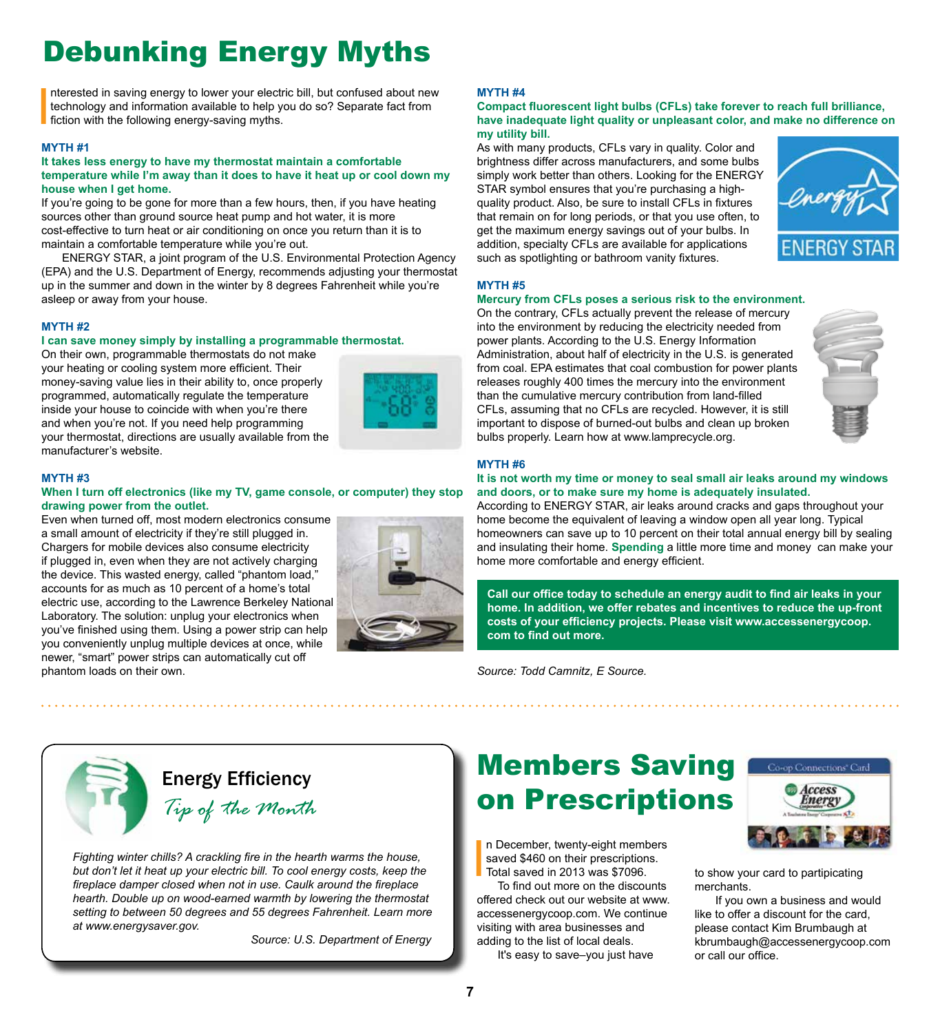# Debunking Energy Myths

Interested in saving energy to lower your electric bill, but confused about new technology and information available to help you do so? Separate fact from fiction with the following energy-saving myths.

### MYTH #1

**It takes less energy to have my thermostat maintain a comfortable temperature while I'm away than it does to have it heat up or cool down my house when I get home.**

If you're going to be gone for more than a few hours, then, if you have heating sources other than ground source heat pump and hot water, it is more cost-effective to turn heat or air conditioning on once you return than it is to maintain a comfortable temperature while you're out.

ENERGY STAR, a joint program of the U.S. Environmental Protection Agency (EPA) and the U.S. Department of Energy, recommends adjusting your thermostat up in the summer and down in the winter by 8 degrees Fahrenheit while you're asleep or away from your house.

### MYTH #2

**I can save money simply by installing a programmable thermostat.**

On their own, programmable thermostats do not make your heating or cooling system more efficient. Their money-saving value lies in their ability to, once properly programmed, automatically regulate the temperature inside your house to coincide with when you're there and when you're not. If you need help programming your thermostat, directions are usually available from the manufacturer's website.

### MYTH #3

**When I turn off electronics (like my TV, game console, or computer) they stop drawing power from the outlet.**

Even when turned off, most modern electronics consume a small amount of electricity if they're still plugged in. Chargers for mobile devices also consume electricity if plugged in, even when they are not actively charging the device. This wasted energy, called "phantom load," accounts for as much as 10 percent of a home's total electric use, according to the Lawrence Berkeley National Laboratory. The solution: unplug your electronics when you've finished using them. Using a power strip can help you conveniently unplug multiple devices at once, while newer, "smart" power strips can automatically cut off phantom loads on their own.

### MYTH #4

**Compact fluorescent light bulbs (CFLs) take forever to reach full brilliance, have inadequate light quality or unpleasant color, and make no difference on my utility bill.**

As with many products, CFLs vary in quality. Color and brightness differ across manufacturers, and some bulbs simply work better than others. Looking for the ENERGY STAR symbol ensures that you're purchasing a high-quality product. Also, be sure to install CFLs in fixtures that remain on for long periods, or that you use often, to get the maximum energy savings out of your bulbs. In addition, specialty CFLs are available for applications such as spotlighting or bathroom vanity fixtures.

### MYTH #5

**Mercury from CFLs poses a serious risk to the environment.**

On the contrary, CFLs actually prevent the release of mercury into the environment by reducing the electricity needed from power plants. According to the U.S. Energy Information Administration, about half of electricity in the U.S. is generated from coal. EPA estimates that coal combustion for power plants releases roughly 400 times the mercury into the environment than the cumulative mercury contribution from land-filled CFLs, assuming that no CFLs are recycled. However, it is still important to dispose of burned-out bulbs and clean up broken bulbs properly. Learn how at www.lamprecycle.org.

### MYTH #6

**It is not worth my time or money to seal small air leaks around my windows and doors, or to make sure my home is adequately insulated.**

According to ENERGY STAR, air leaks around cracks and gaps throughout your home become the equivalent of leaving a window open all year long. Typical homeowners can save up to 10 percent on their total annual energy bill by sealing and insulating their home. **Spending** a little more time and money can make your home more comfortable and energy efficient.

**Call our office today to schedule an energy audit to find air leaks in your home. In addition, we offer rebates and incentives to reduce the up-front costs of your efficiency projects. Please visit www.accessenergycoop.com to find out more.**

*Source: Todd Camnitz, E Source.*

## Energy Efficiency *Tip of the Month*

*Fighting winter chills? A crackling fire in the hearth warms the house, but don't let it heat up your electric bill. To cool energy costs, keep the fireplace damper closed when not in use. Caulk around the fireplace hearth. Double up on wood-earned warmth by lowering the thermostat setting to between 50 degrees and 55 degrees Fahrenheit. Learn more at www.energysaver.gov.*

*Source: U.S. Department of Energy*

# Members Saving on Prescriptions

In December, twenty-eight members saved $460 on their prescriptions. Total saved in 2013 was $7096.

To find out more on the discounts offered check out our website at www.accessenergycoop.com. We continue visiting with area businesses and adding to the list of local deals.

It's easy to save–you just have to show your card to participating merchants.

If you own a business and would like to offer a discount for the card, please contact Kim Brumbaugh at kbrumbaugh@accessenergycoop.com or call our office.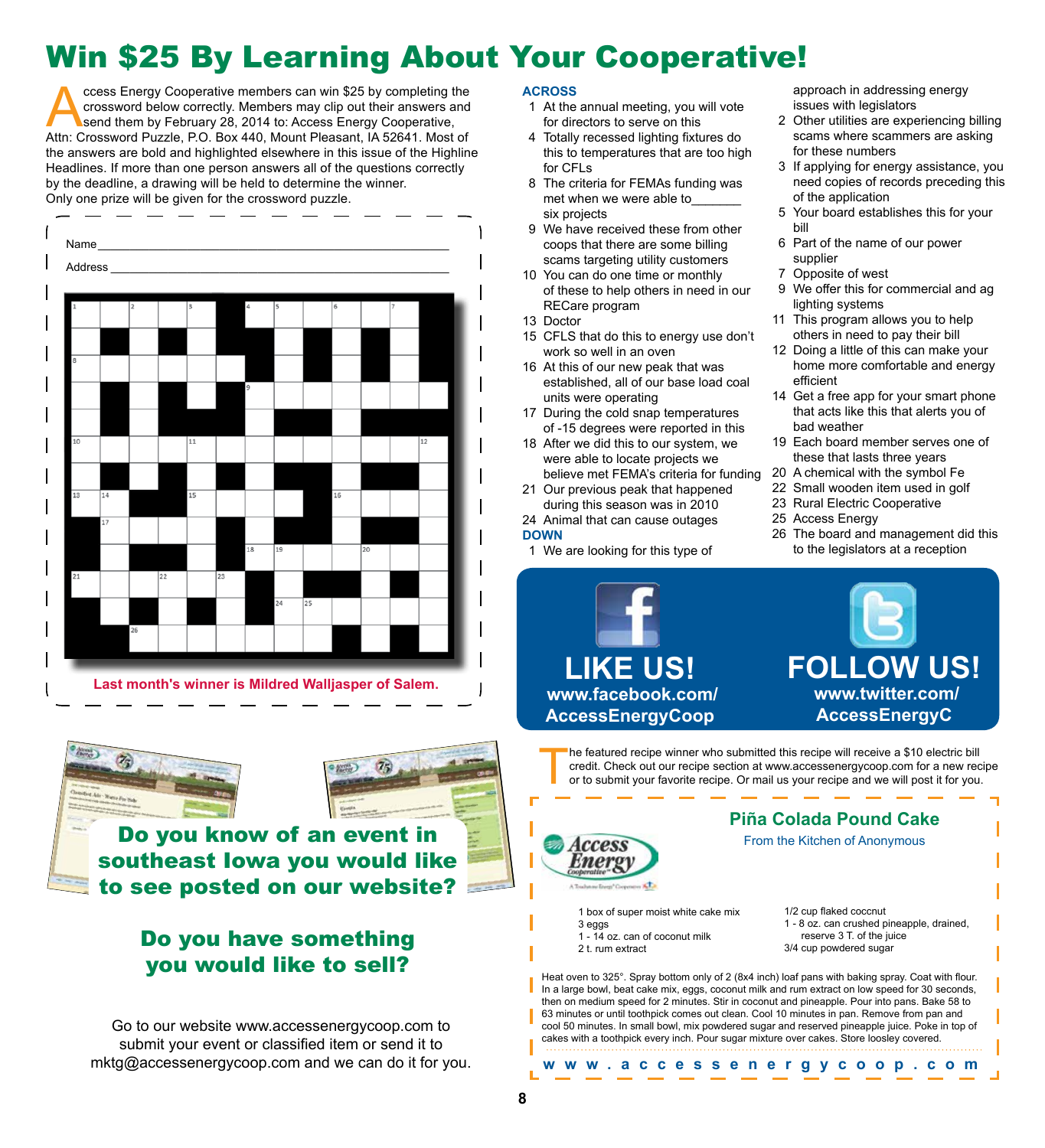# Win $25 By Learning About Your Cooperative!

Access Energy Cooperative members can win $25 by completing the crossword below correctly. Members may clip out their answers and send them by February 28, 2014 to: Access Energy Cooperative, Attn: Crossword Puzzle, P.O. Box 440, Mount Pleasant, IA 52641. Most of the answers are bold and highlighted elsewhere in this issue of the Highline Headlines. If more than one person answers all of the questions correctly by the deadline, a drawing will be held to determine the winner. Only one prize will be given for the crossword puzzle.

Name \_\_\_\_\_\_\_\_\_\_\_\_\_\_\_\_\_\_\_\_\_\_\_\_\_\_\_\_

Address \_\_\_\_\_\_\_\_\_\_\_\_\_\_\_\_\_\_\_\_\_\_\_\_\_\_\_\_

**Last month's winner is Mildred Walljasper of Salem.**

**ACROSS**

1. At the annual meeting, you will vote for directors to serve on this
4. Totally recessed lighting fixtures do this to temperatures that are too high for CFLs
8. The criteria for FEMAs funding was met when we were able to\_\_\_\_\_\_\_ six projects
9. We have received these from other coops that there are some billing scams targeting utility customers
10. You can do one time or monthly of these to help others in need in our RECare program
13. Doctor
15. CFLS that do this to energy use don't work so well in an oven
16. At this of our new peak that was established, all of our base load coal units were operating
17. During the cold snap temperatures of -15 degrees were reported in this
18. After we did this to our system, we were able to locate projects we believe met FEMA's criteria for funding
21. Our previous peak that happened during this season was in 2010
24. Animal that can cause outages

**DOWN**

1. We are looking for this type of approach in addressing energy issues with legislators
2. Other utilities are experiencing billing scams where scammers are asking for these numbers
3. If applying for energy assistance, you need copies of records preceding this of the application
5. Your board establishes this for your bill
6. Part of the name of our power supplier
7. Opposite of west
9. We offer this for commercial and ag lighting systems
11. This program allows you to help others in need to pay their bill
12. Doing a little of this can make your home more comfortable and energy efficient
14. Get a free app for your smart phone that acts like this that alerts you of bad weather
19. Each board member serves one of these that lasts three years
20. A chemical with the symbol Fe
22. Small wooden item used in golf
23. Rural Electric Cooperative
25. Access Energy
26. The board and management did this to the legislators at a reception

**LIKE US!**
www.facebook.com/AccessEnergyCoop

**FOLLOW US!**
www.twitter.com/AccessEnergyC

## Do you know of an event in southeast Iowa you would like to see posted on our website?

## Do you have something you would like to sell?

Go to our website www.accessenergycoop.com to submit your event or classified item or send it to mktg@accessenergycoop.com and we can do it for you.

The featured recipe winner who submitted this recipe will receive a $10 electric bill credit. Check out our recipe section at www.accessenergycoop.com for a new recipe or to submit your favorite recipe. Or mail us your recipe and we will post it for you.

## Piña Colada Pound Cake

From the Kitchen of Anonymous

- 1 box of super moist white cake mix
- 3 eggs
- 1 - 14 oz. can of coconut milk
- 2 t. rum extract
- 1/2 cup flaked coccnut
- 1 - 8 oz. can crushed pineapple, drained, reserve 3 T. of the juice
- 3/4 cup powdered sugar

Heat oven to 325°. Spray bottom only of 2 (8x4 inch) loaf pans with baking spray. Coat with flour. In a large bowl, beat cake mix, eggs, coconut milk and rum extract on low speed for 30 seconds, then on medium speed for 2 minutes. Stir in coconut and pineapple. Pour into pans. Bake 58 to 63 minutes or until toothpick comes out clean. Cool 10 minutes in pan. Remove from pan and cool 50 minutes. In small bowl, mix powdered sugar and reserved pineapple juice. Poke in top of cakes with a toothpick every inch. Pour sugar mixture over cakes. Store loosley covered.

www.accessenergycoop.com